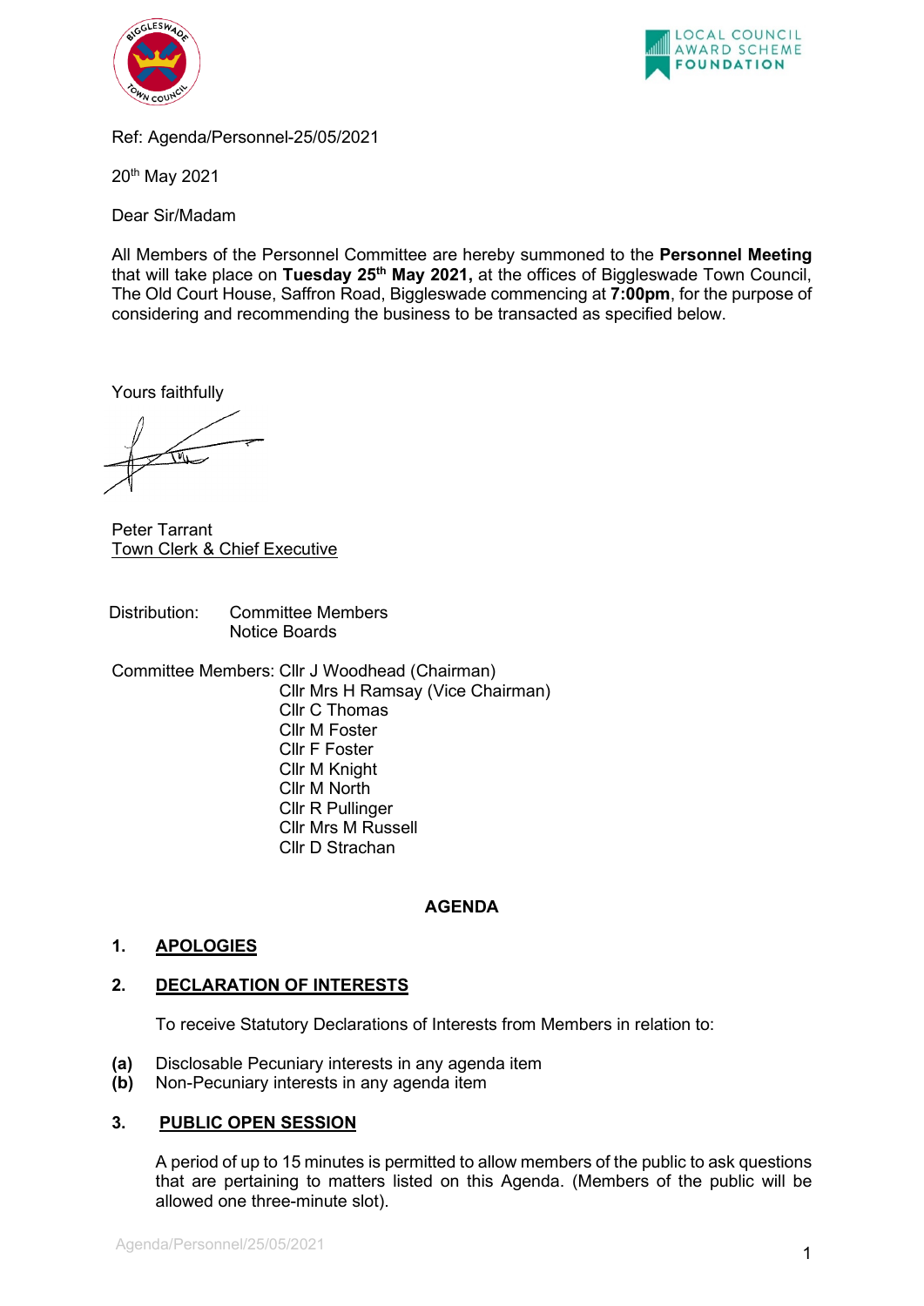Ref: Agenda/Personnel-25/05/2021

20th May 2021

Dear Sir/Madam

All Members of the Personnel Committee are hereby summoned to the **Personnel Meeting** that will take place on **Tuesday 25th May 2021,** at the offices of Biggleswade Town Council, The Old Court House, Saffron Road, Biggleswade commencing at **7:00pm**, for the purpose of considering and recommending the business to be transacted as specified below.

Yours faithfully

Peter Tarrant
Town Clerk & Chief Executive

Distribution: Committee Members
Notice Boards

Committee Members: Cllr J Woodhead (Chairman)
Cllr Mrs H Ramsay (Vice Chairman)
Cllr C Thomas
Cllr M Foster
Cllr F Foster
Cllr M Knight
Cllr M North
Cllr R Pullinger
Cllr Mrs M Russell
Cllr D Strachan

## AGENDA

### 1. APOLOGIES

### 2. DECLARATION OF INTERESTS

To receive Statutory Declarations of Interests from Members in relation to:

**(a)** Disclosable Pecuniary interests in any agenda item
**(b)** Non-Pecuniary interests in any agenda item

### 3. PUBLIC OPEN SESSION

A period of up to 15 minutes is permitted to allow members of the public to ask questions that are pertaining to matters listed on this Agenda. (Members of the public will be allowed one three-minute slot).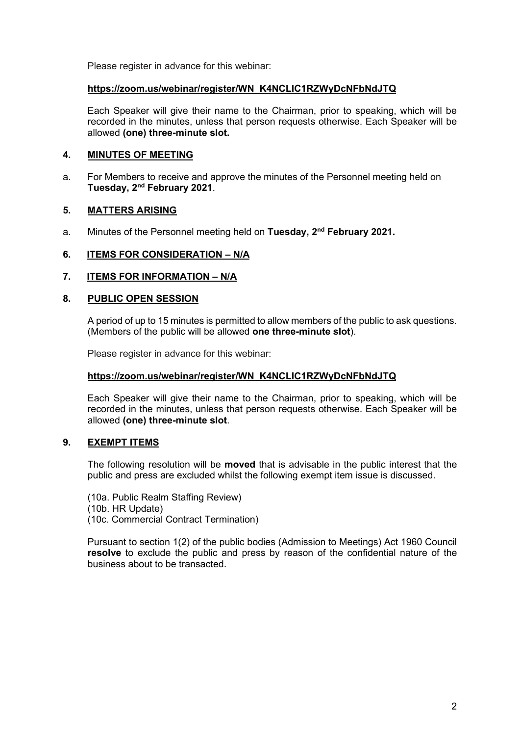Please register in advance for this webinar:

**https://zoom.us/webinar/register/WN_K4NCLIC1RZWyDcNFbNdJTQ**

Each Speaker will give their name to the Chairman, prior to speaking, which will be recorded in the minutes, unless that person requests otherwise. Each Speaker will be allowed **(one) three-minute slot.**

## 4. MINUTES OF MEETING

a. For Members to receive and approve the minutes of the Personnel meeting held on **Tuesday, 2nd February 2021**.

## 5. MATTERS ARISING

a. Minutes of the Personnel meeting held on **Tuesday, 2nd February 2021.**

## 6. ITEMS FOR CONSIDERATION – N/A

## 7. ITEMS FOR INFORMATION – N/A

## 8. PUBLIC OPEN SESSION

A period of up to 15 minutes is permitted to allow members of the public to ask questions. (Members of the public will be allowed **one three-minute slot**).

Please register in advance for this webinar:

**https://zoom.us/webinar/register/WN_K4NCLIC1RZWyDcNFbNdJTQ**

Each Speaker will give their name to the Chairman, prior to speaking, which will be recorded in the minutes, unless that person requests otherwise. Each Speaker will be allowed **(one) three-minute slot**.

## 9. EXEMPT ITEMS

The following resolution will be **moved** that is advisable in the public interest that the public and press are excluded whilst the following exempt item issue is discussed.

(10a. Public Realm Staffing Review)
(10b. HR Update)
(10c. Commercial Contract Termination)

Pursuant to section 1(2) of the public bodies (Admission to Meetings) Act 1960 Council **resolve** to exclude the public and press by reason of the confidential nature of the business about to be transacted.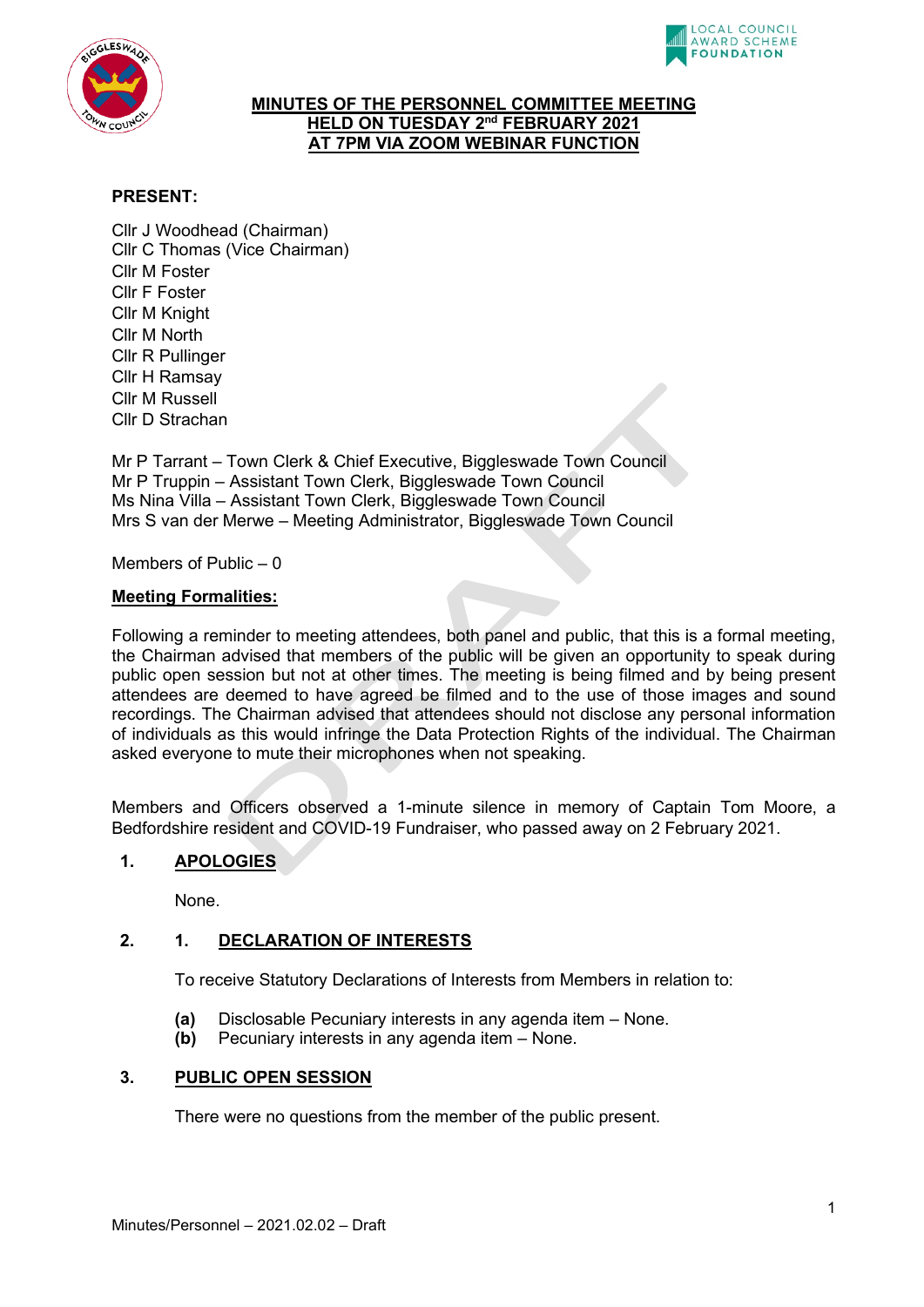# MINUTES OF THE PERSONNEL COMMITTEE MEETING HELD ON TUESDAY 2nd FEBRUARY 2021 AT 7PM VIA ZOOM WEBINAR FUNCTION

**PRESENT:**

Cllr J Woodhead (Chairman)
Cllr C Thomas (Vice Chairman)
Cllr M Foster
Cllr F Foster
Cllr M Knight
Cllr M North
Cllr R Pullinger
Cllr H Ramsay
Cllr M Russell
Cllr D Strachan

Mr P Tarrant – Town Clerk & Chief Executive, Biggleswade Town Council
Mr P Truppin – Assistant Town Clerk, Biggleswade Town Council
Ms Nina Villa – Assistant Town Clerk, Biggleswade Town Council
Mrs S van der Merwe – Meeting Administrator, Biggleswade Town Council

Members of Public – 0

**Meeting Formalities:**

Following a reminder to meeting attendees, both panel and public, that this is a formal meeting, the Chairman advised that members of the public will be given an opportunity to speak during public open session but not at other times. The meeting is being filmed and by being present attendees are deemed to have agreed be filmed and to the use of those images and sound recordings. The Chairman advised that attendees should not disclose any personal information of individuals as this would infringe the Data Protection Rights of the individual. The Chairman asked everyone to mute their microphones when not speaking.

Members and Officers observed a 1-minute silence in memory of Captain Tom Moore, a Bedfordshire resident and COVID-19 Fundraiser, who passed away on 2 February 2021.

## 1. APOLOGIES

None.

## 2. 1. DECLARATION OF INTERESTS

To receive Statutory Declarations of Interests from Members in relation to:

**(a)** Disclosable Pecuniary interests in any agenda item – None.
**(b)** Pecuniary interests in any agenda item – None.

## 3. PUBLIC OPEN SESSION

There were no questions from the member of the public present.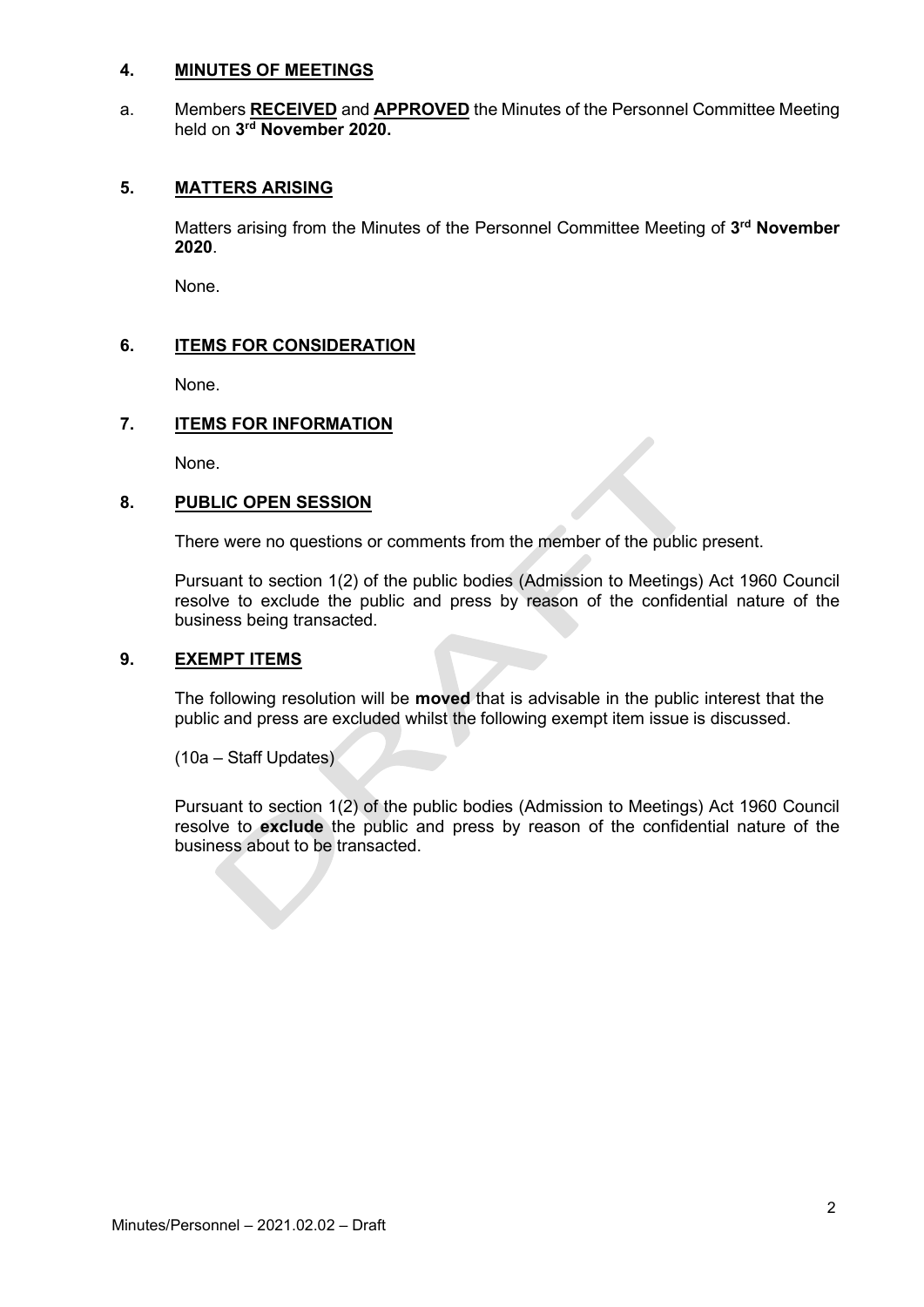## 4. MINUTES OF MEETINGS

a. Members **RECEIVED** and **APPROVED** the Minutes of the Personnel Committee Meeting held on **3rd November 2020.**

## 5. MATTERS ARISING

Matters arising from the Minutes of the Personnel Committee Meeting of **3rd November 2020**.

None.

## 6. ITEMS FOR CONSIDERATION

None.

## 7. ITEMS FOR INFORMATION

None.

## 8. PUBLIC OPEN SESSION

There were no questions or comments from the member of the public present.

Pursuant to section 1(2) of the public bodies (Admission to Meetings) Act 1960 Council resolve to exclude the public and press by reason of the confidential nature of the business being transacted.

## 9. EXEMPT ITEMS

The following resolution will be **moved** that is advisable in the public interest that the public and press are excluded whilst the following exempt item issue is discussed.

(10a – Staff Updates)

Pursuant to section 1(2) of the public bodies (Admission to Meetings) Act 1960 Council resolve to **exclude** the public and press by reason of the confidential nature of the business about to be transacted.